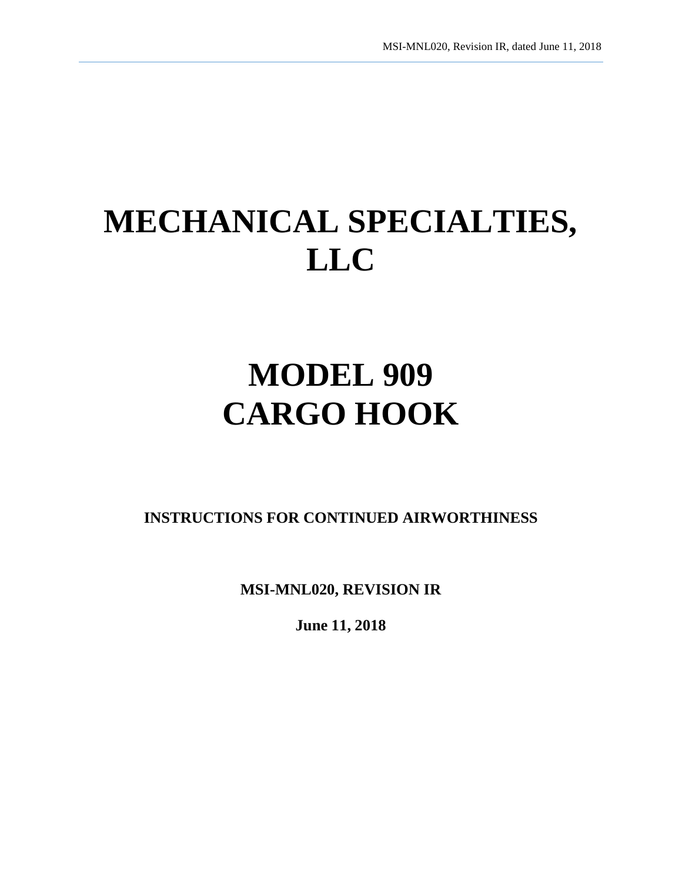# MECHANICAL SPECIALTIES, LLC

# MODEL 909 CARGO HOOK

**INSTRUCTIONS FOR CONTINUED AIRWORTHINESS**

**MSI-MNL020, REVISION IR**

**June 11, 2018**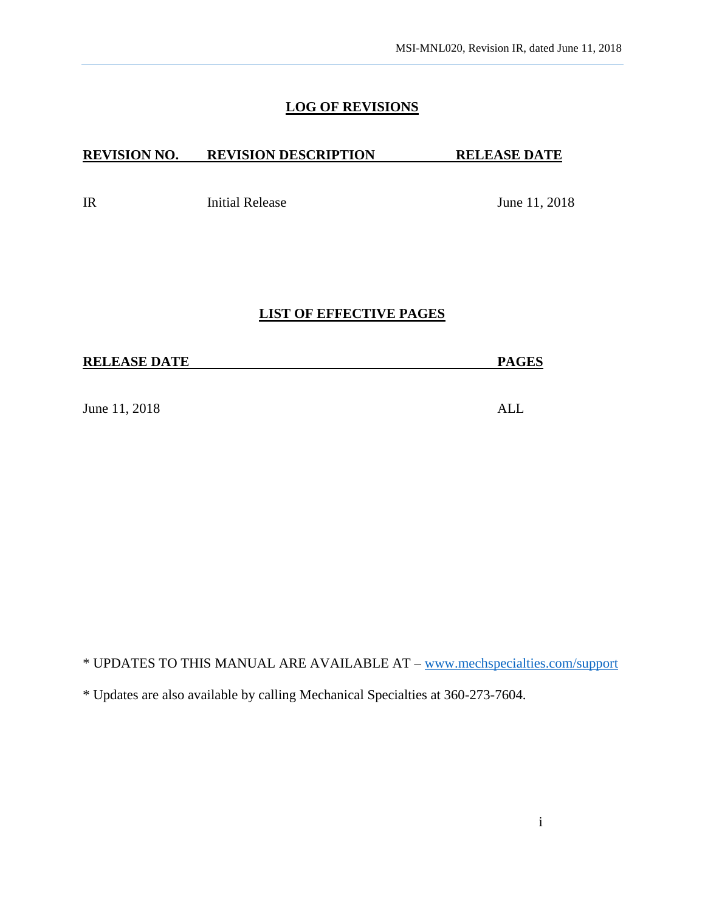## LOG OF REVISIONS

| REVISION NO. | REVISION DESCRIPTION | RELEASE DATE |
| --- | --- | --- |
| IR | Initial Release | June 11, 2018 |

## LIST OF EFFECTIVE PAGES

| RELEASE DATE | PAGES |
| --- | --- |
| June 11, 2018 | ALL |

* UPDATES TO THIS MANUAL ARE AVAILABLE AT – [www.mechspecialties.com/support](http://www.mechspecialties.com/support)

* Updates are also available by calling Mechanical Specialties at 360-273-7604.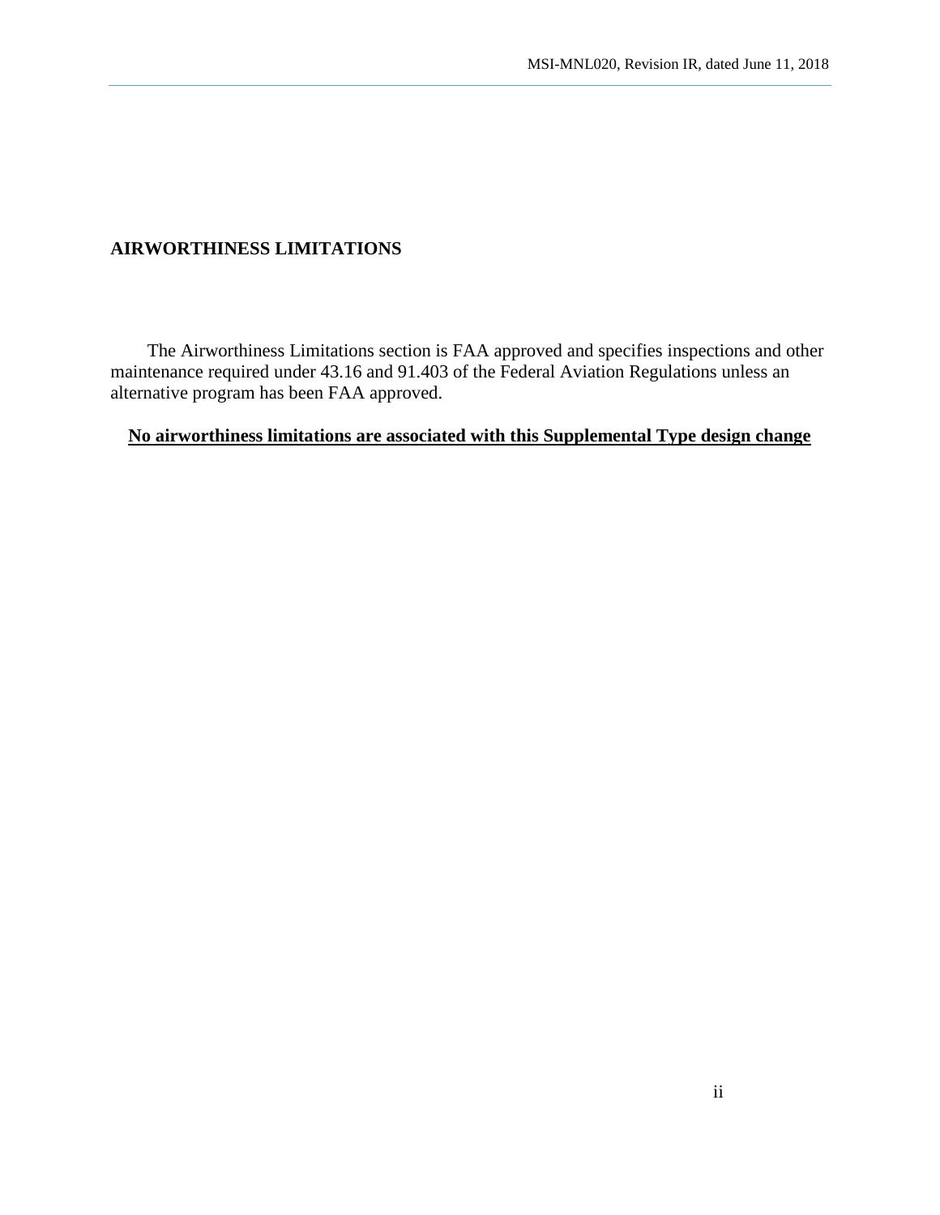## AIRWORTHINESS LIMITATIONS

The Airworthiness Limitations section is FAA approved and specifies inspections and other maintenance required under 43.16 and 91.403 of the Federal Aviation Regulations unless an alternative program has been FAA approved.

**<u>No airworthiness limitations are associated with this Supplemental Type design change</u>**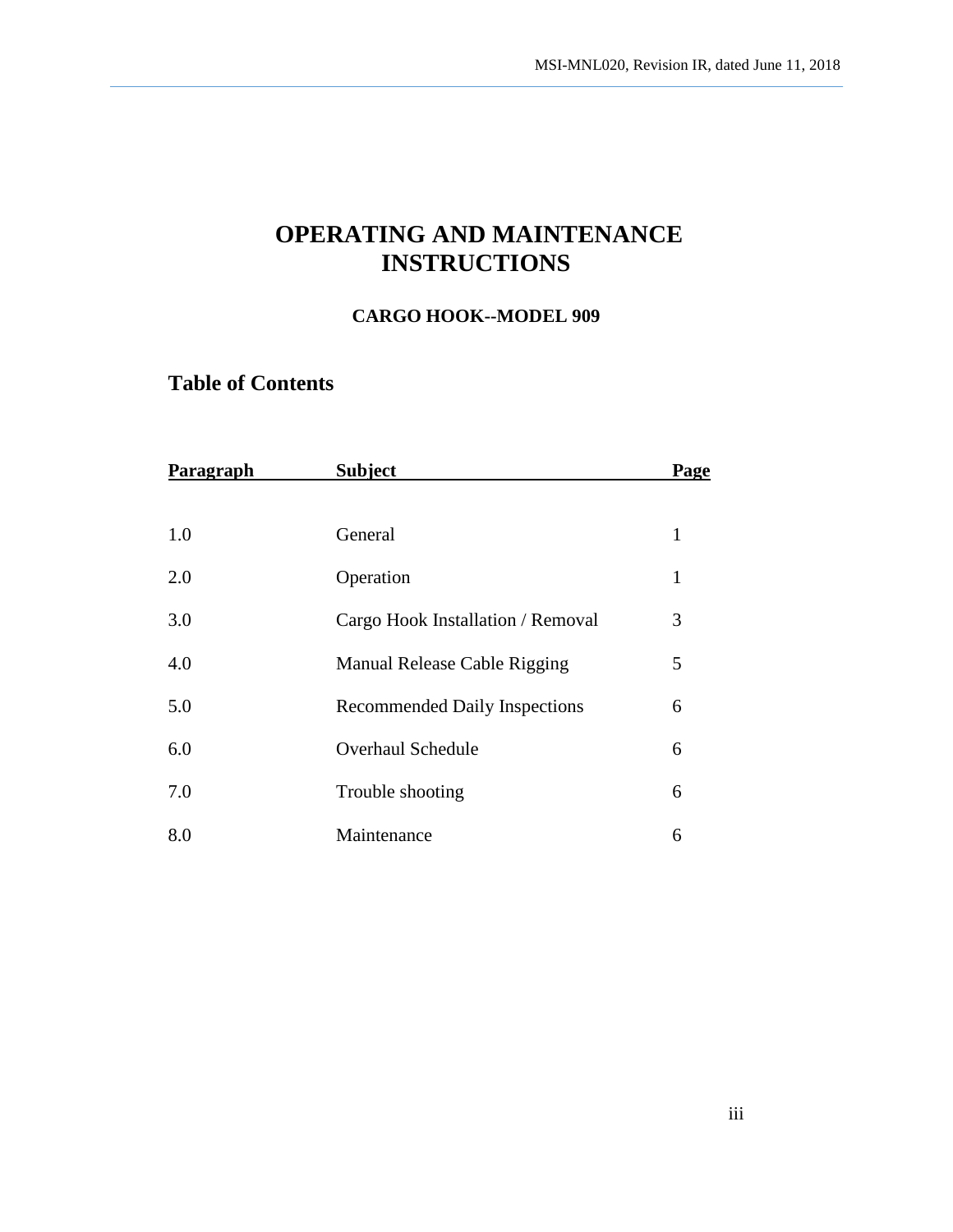# OPERATING AND MAINTENANCE INSTRUCTIONS

### CARGO HOOK--MODEL 909

## Table of Contents

| Paragraph | Subject | Page |
|---|---|---|
| 1.0 | General | 1 |
| 2.0 | Operation | 1 |
| 3.0 | Cargo Hook Installation / Removal | 3 |
| 4.0 | Manual Release Cable Rigging | 5 |
| 5.0 | Recommended Daily Inspections | 6 |
| 6.0 | Overhaul Schedule | 6 |
| 7.0 | Trouble shooting | 6 |
| 8.0 | Maintenance | 6 |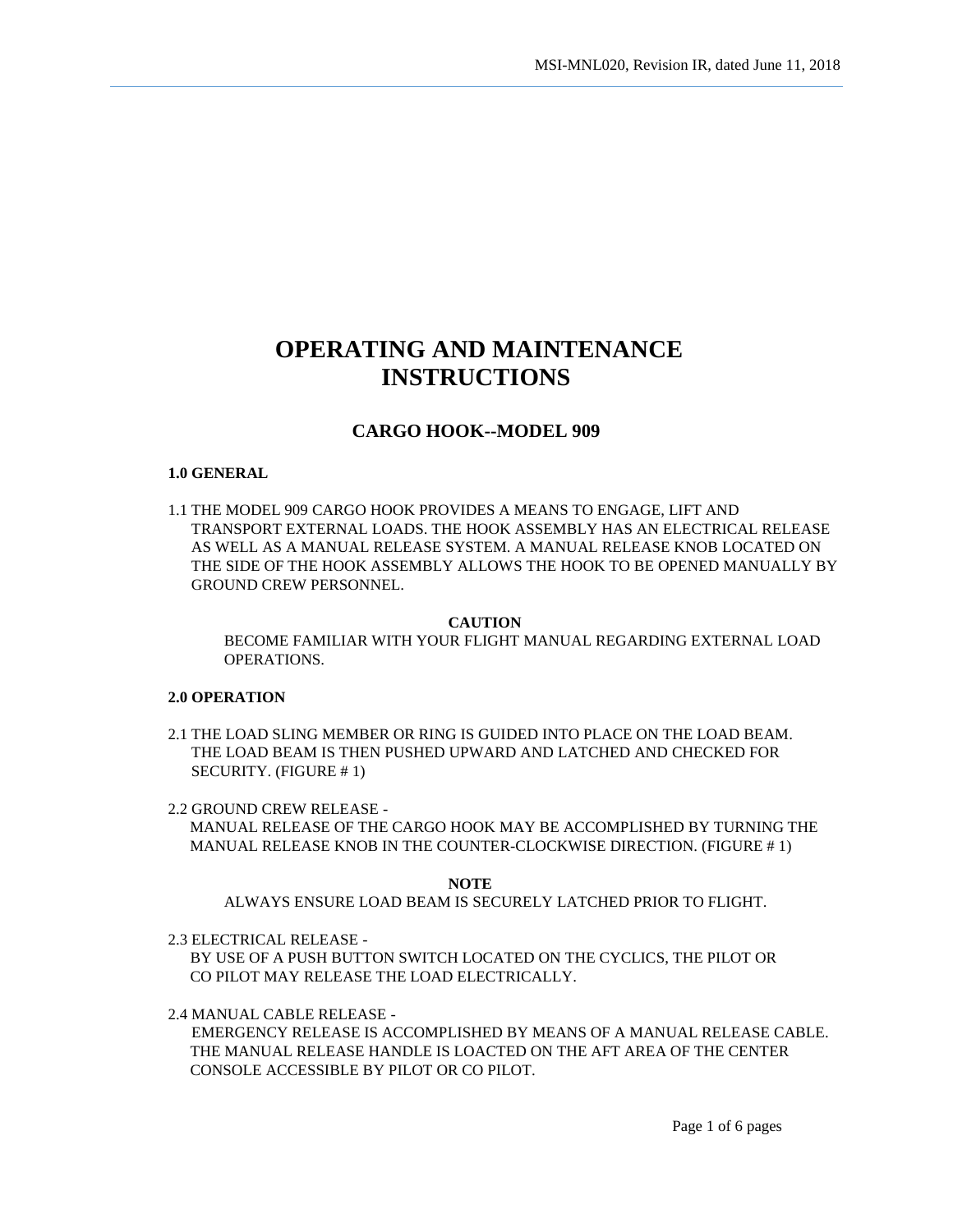# OPERATING AND MAINTENANCE INSTRUCTIONS

## CARGO HOOK--MODEL 909

### 1.0 GENERAL

1.1 THE MODEL 909 CARGO HOOK PROVIDES A MEANS TO ENGAGE, LIFT AND TRANSPORT EXTERNAL LOADS. THE HOOK ASSEMBLY HAS AN ELECTRICAL RELEASE AS WELL AS A MANUAL RELEASE SYSTEM. A MANUAL RELEASE KNOB LOCATED ON THE SIDE OF THE HOOK ASSEMBLY ALLOWS THE HOOK TO BE OPENED MANUALLY BY GROUND CREW PERSONNEL.

**CAUTION**

BECOME FAMILIAR WITH YOUR FLIGHT MANUAL REGARDING EXTERNAL LOAD OPERATIONS.

### 2.0 OPERATION

2.1 THE LOAD SLING MEMBER OR RING IS GUIDED INTO PLACE ON THE LOAD BEAM. THE LOAD BEAM IS THEN PUSHED UPWARD AND LATCHED AND CHECKED FOR SECURITY. (FIGURE # 1)

2.2 GROUND CREW RELEASE -
MANUAL RELEASE OF THE CARGO HOOK MAY BE ACCOMPLISHED BY TURNING THE MANUAL RELEASE KNOB IN THE COUNTER-CLOCKWISE DIRECTION. (FIGURE # 1)

**NOTE**

ALWAYS ENSURE LOAD BEAM IS SECURELY LATCHED PRIOR TO FLIGHT.

2.3 ELECTRICAL RELEASE -
BY USE OF A PUSH BUTTON SWITCH LOCATED ON THE CYCLICS, THE PILOT OR CO PILOT MAY RELEASE THE LOAD ELECTRICALLY.

2.4 MANUAL CABLE RELEASE -
EMERGENCY RELEASE IS ACCOMPLISHED BY MEANS OF A MANUAL RELEASE CABLE. THE MANUAL RELEASE HANDLE IS LOACTED ON THE AFT AREA OF THE CENTER CONSOLE ACCESSIBLE BY PILOT OR CO PILOT.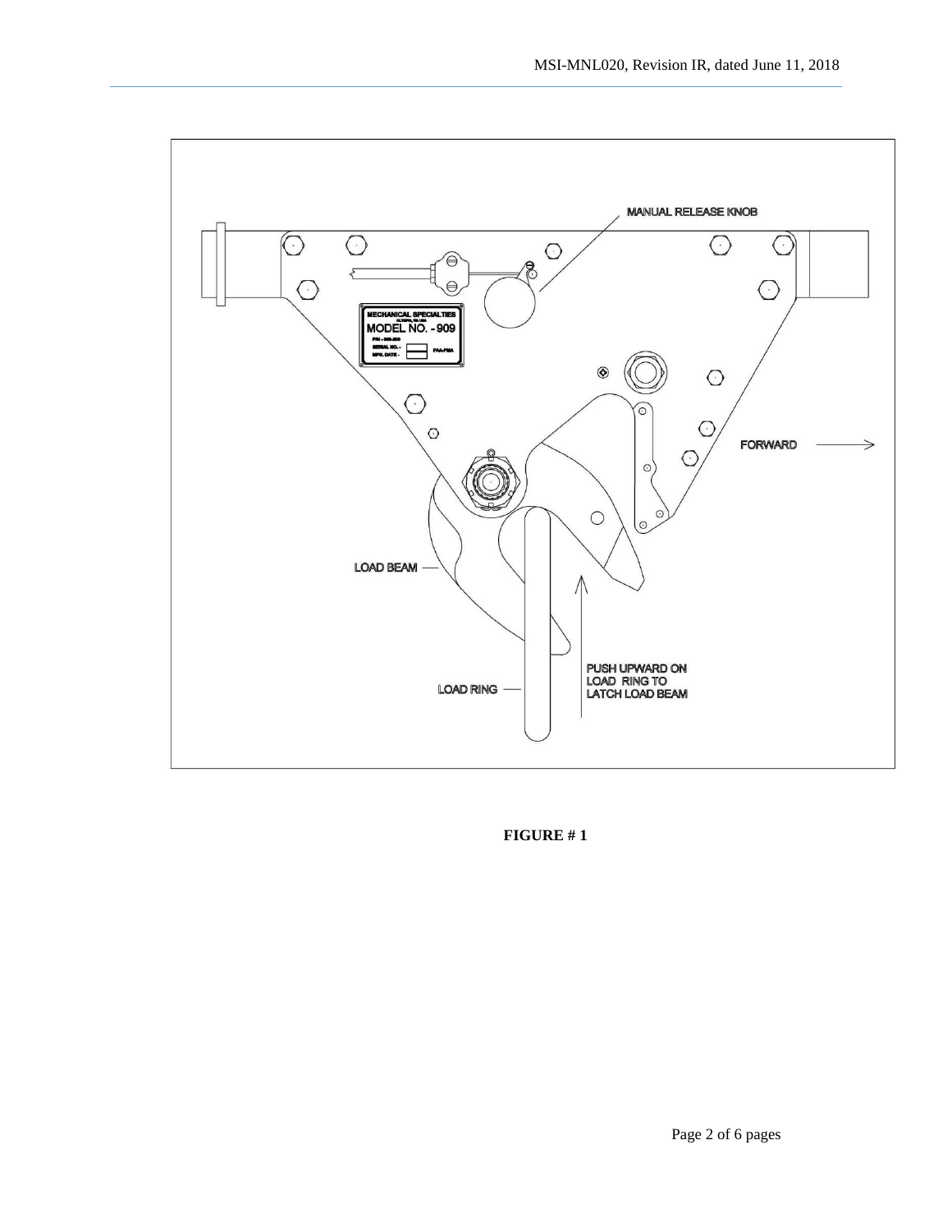MANUAL RELEASE KNOB

MECHANICAL SPECIALTIES
MODEL NO. - 909

FORWARD

LOAD BEAM

LOAD RING

PUSH UPWARD ON LOAD RING TO LATCH LOAD BEAM

**FIGURE # 1**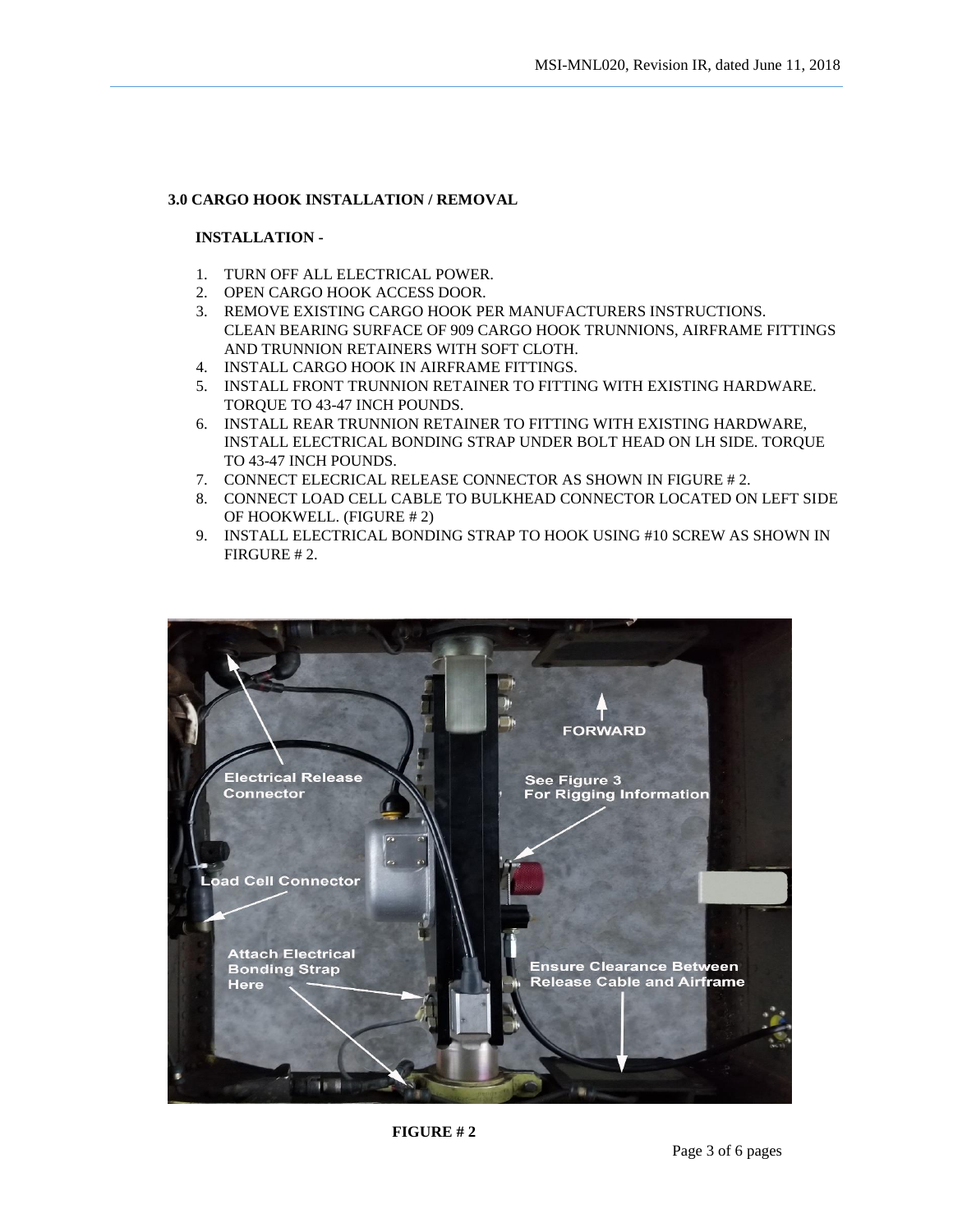### 3.0 CARGO HOOK INSTALLATION / REMOVAL

**INSTALLATION -**

1. TURN OFF ALL ELECTRICAL POWER.
2. OPEN CARGO HOOK ACCESS DOOR.
3. REMOVE EXISTING CARGO HOOK PER MANUFACTURERS INSTRUCTIONS. CLEAN BEARING SURFACE OF 909 CARGO HOOK TRUNNIONS, AIRFRAME FITTINGS AND TRUNNION RETAINERS WITH SOFT CLOTH.
4. INSTALL CARGO HOOK IN AIRFRAME FITTINGS.
5. INSTALL FRONT TRUNNION RETAINER TO FITTING WITH EXISTING HARDWARE. TORQUE TO 43-47 INCH POUNDS.
6. INSTALL REAR TRUNNION RETAINER TO FITTING WITH EXISTING HARDWARE, INSTALL ELECTRICAL BONDING STRAP UNDER BOLT HEAD ON LH SIDE. TORQUE TO 43-47 INCH POUNDS.
7. CONNECT ELECRICAL RELEASE CONNECTOR AS SHOWN IN FIGURE # 2.
8. CONNECT LOAD CELL CABLE TO BULKHEAD CONNECTOR LOCATED ON LEFT SIDE OF HOOKWELL. (FIGURE # 2)
9. INSTALL ELECTRICAL BONDING STRAP TO HOOK USING #10 SCREW AS SHOWN IN FIRGURE # 2.

**FIGURE # 2**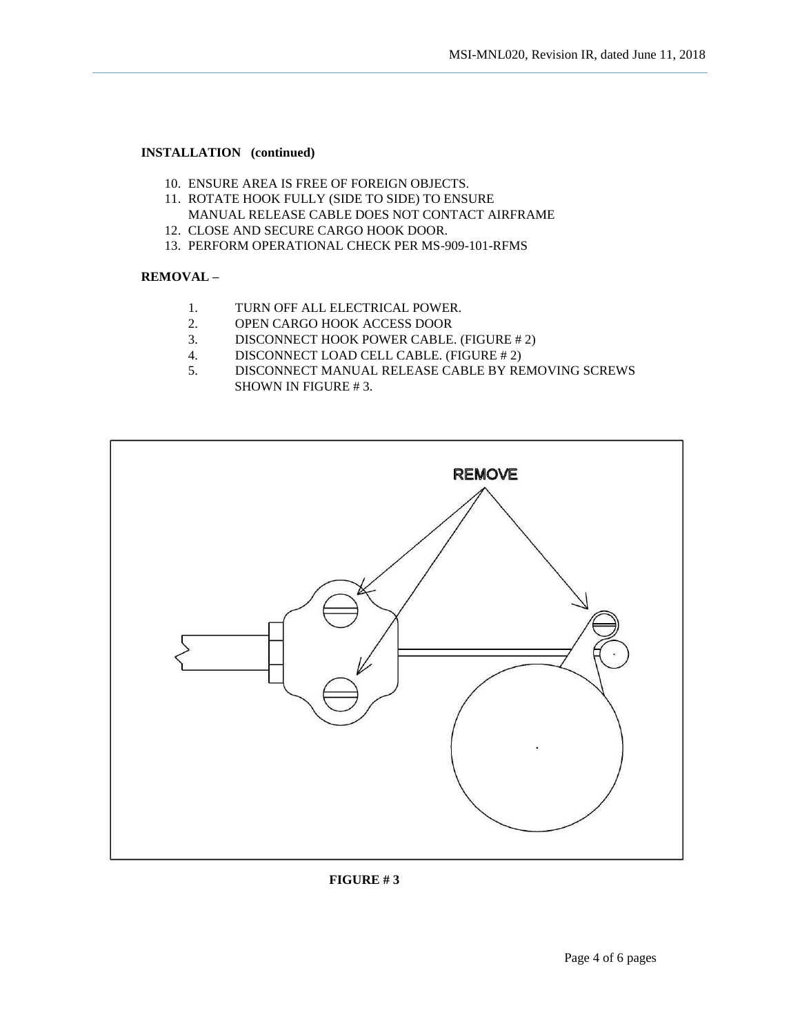**INSTALLATION (continued)**

10. ENSURE AREA IS FREE OF FOREIGN OBJECTS.
11. ROTATE HOOK FULLY (SIDE TO SIDE) TO ENSURE MANUAL RELEASE CABLE DOES NOT CONTACT AIRFRAME
12. CLOSE AND SECURE CARGO HOOK DOOR.
13. PERFORM OPERATIONAL CHECK PER MS-909-101-RFMS

**REMOVAL –**

1. TURN OFF ALL ELECTRICAL POWER.
2. OPEN CARGO HOOK ACCESS DOOR
3. DISCONNECT HOOK POWER CABLE. (FIGURE # 2)
4. DISCONNECT LOAD CELL CABLE. (FIGURE # 2)
5. DISCONNECT MANUAL RELEASE CABLE BY REMOVING SCREWS SHOWN IN FIGURE # 3.

REMOVE

**FIGURE # 3**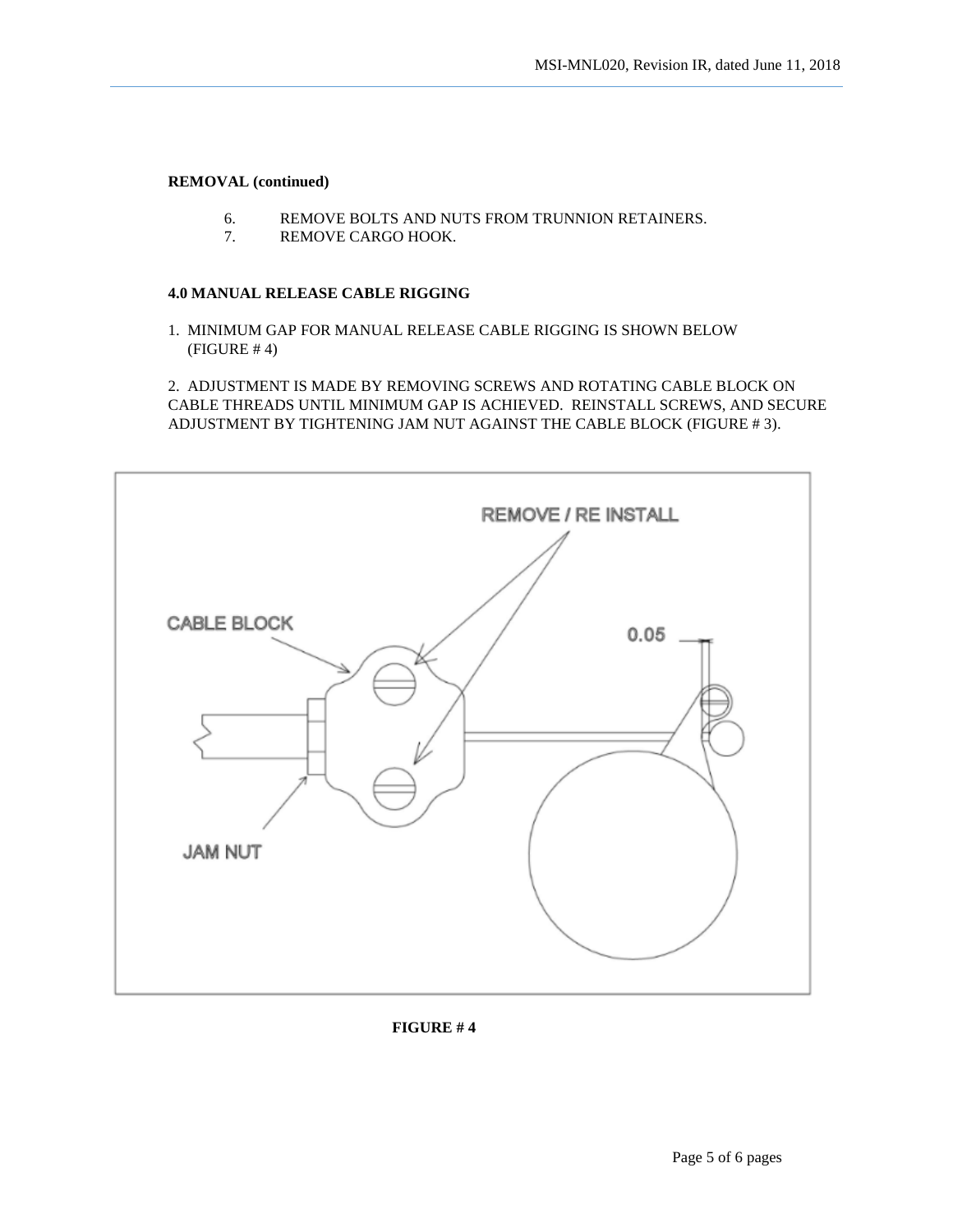**REMOVAL (continued)**

6. REMOVE BOLTS AND NUTS FROM TRUNNION RETAINERS.
7. REMOVE CARGO HOOK.

**4.0 MANUAL RELEASE CABLE RIGGING**

1. MINIMUM GAP FOR MANUAL RELEASE CABLE RIGGING IS SHOWN BELOW (FIGURE # 4)

2. ADJUSTMENT IS MADE BY REMOVING SCREWS AND ROTATING CABLE BLOCK ON CABLE THREADS UNTIL MINIMUM GAP IS ACHIEVED. REINSTALL SCREWS, AND SECURE ADJUSTMENT BY TIGHTENING JAM NUT AGAINST THE CABLE BLOCK (FIGURE # 3).

**FIGURE # 4**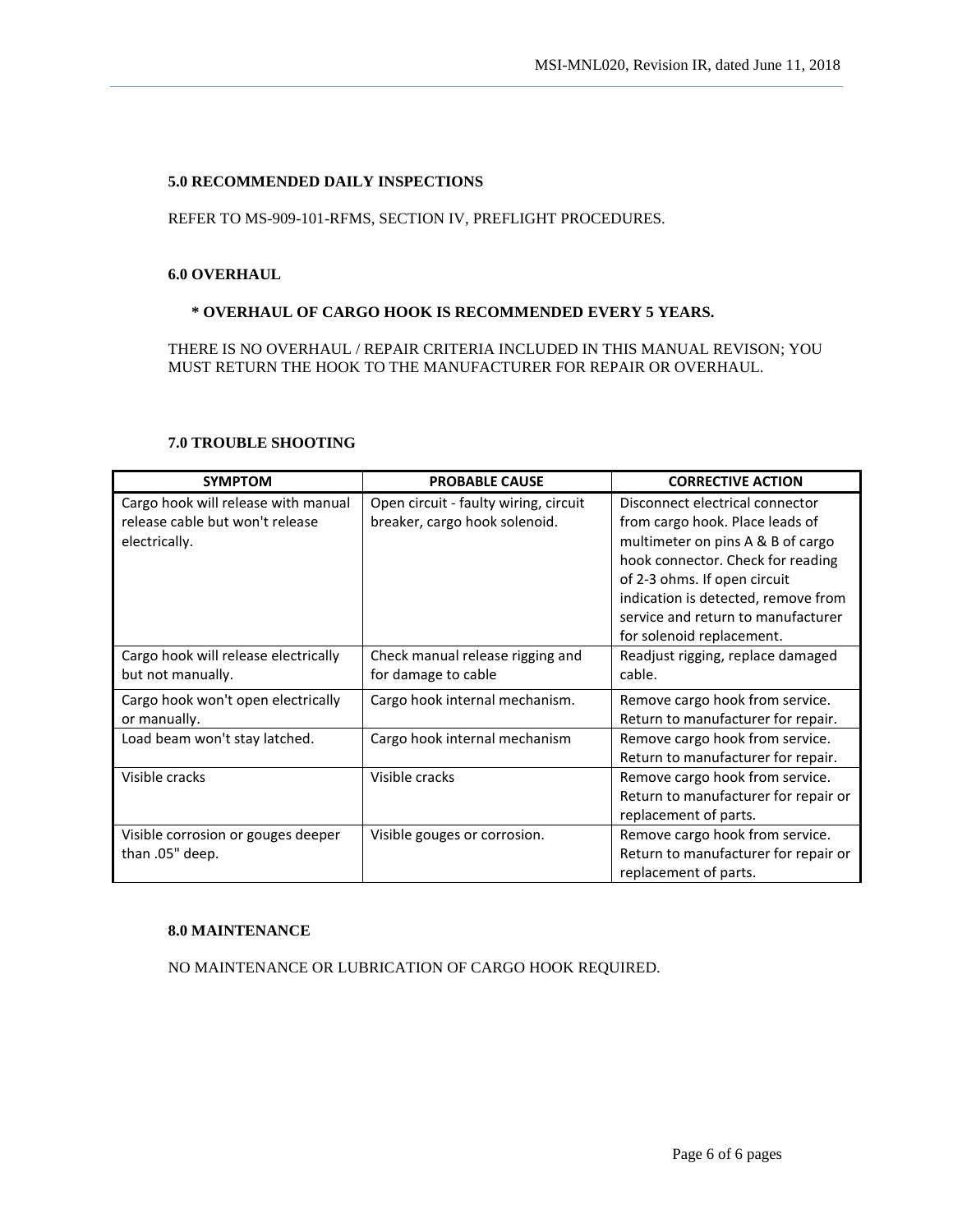### 5.0 RECOMMENDED DAILY INSPECTIONS

REFER TO MS-909-101-RFMS, SECTION IV, PREFLIGHT PROCEDURES.

### 6.0 OVERHAUL

**\* OVERHAUL OF CARGO HOOK IS RECOMMENDED EVERY 5 YEARS.**

THERE IS NO OVERHAUL / REPAIR CRITERIA INCLUDED IN THIS MANUAL REVISON; YOU MUST RETURN THE HOOK TO THE MANUFACTURER FOR REPAIR OR OVERHAUL.

### 7.0 TROUBLE SHOOTING

| SYMPTOM | PROBABLE CAUSE | CORRECTIVE ACTION |
|---|---|---|
| Cargo hook will release with manual release cable but won't release electrically. | Open circuit - faulty wiring, circuit breaker, cargo hook solenoid. | Disconnect electrical connector from cargo hook. Place leads of multimeter on pins A & B of cargo hook connector. Check for reading of 2-3 ohms. If open circuit indication is detected, remove from service and return to manufacturer for solenoid replacement. |
| Cargo hook will release electrically but not manually. | Check manual release rigging and for damage to cable | Readjust rigging, replace damaged cable. |
| Cargo hook won't open electrically or manually. | Cargo hook internal mechanism. | Remove cargo hook from service. Return to manufacturer for repair. |
| Load beam won't stay latched. | Cargo hook internal mechanism | Remove cargo hook from service. Return to manufacturer for repair. |
| Visible cracks | Visible cracks | Remove cargo hook from service. Return to manufacturer for repair or replacement of parts. |
| Visible corrosion or gouges deeper than .05" deep. | Visible gouges or corrosion. | Remove cargo hook from service. Return to manufacturer for repair or replacement of parts. |

### 8.0 MAINTENANCE

NO MAINTENANCE OR LUBRICATION OF CARGO HOOK REQUIRED.